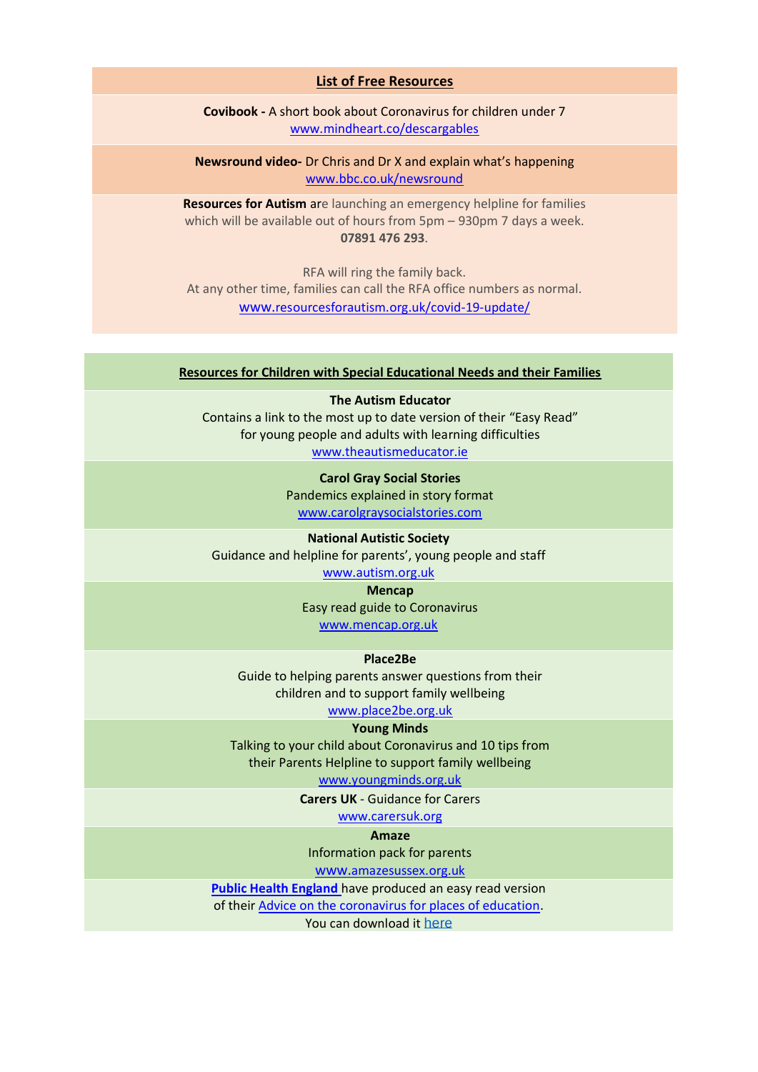## List of Free Resources

**Covibook -** A short book about Coronavirus for children under 7
www.mindheart.co/descargables

**Newsround video-** Dr Chris and Dr X and explain what's happening
www.bbc.co.uk/newsround

**Resources for Autism** are launching an emergency helpline for families which will be available out of hours from 5pm – 930pm 7 days a week.
**07891 476 293**.

RFA will ring the family back.
At any other time, families can call the RFA office numbers as normal.
www.resourcesforautism.org.uk/covid-19-update/

## Resources for Children with Special Educational Needs and their Families

**The Autism Educator**
Contains a link to the most up to date version of their "Easy Read" for young people and adults with learning difficulties
www.theautismeducator.ie

**Carol Gray Social Stories**
Pandemics explained in story format
www.carolgraysocialstories.com

**National Autistic Society**
Guidance and helpline for parents', young people and staff
www.autism.org.uk

**Mencap**
Easy read guide to Coronavirus
www.mencap.org.uk

**Place2Be**
Guide to helping parents answer questions from their children and to support family wellbeing
www.place2be.org.uk

**Young Minds**
Talking to your child about Coronavirus and 10 tips from their Parents Helpline to support family wellbeing
www.youngminds.org.uk

**Carers UK** - Guidance for Carers
www.carersuk.org

**Amaze**
Information pack for parents
www.amazesussex.org.uk

**Public Health England** have produced an easy read version of their Advice on the coronavirus for places of education.
You can download it here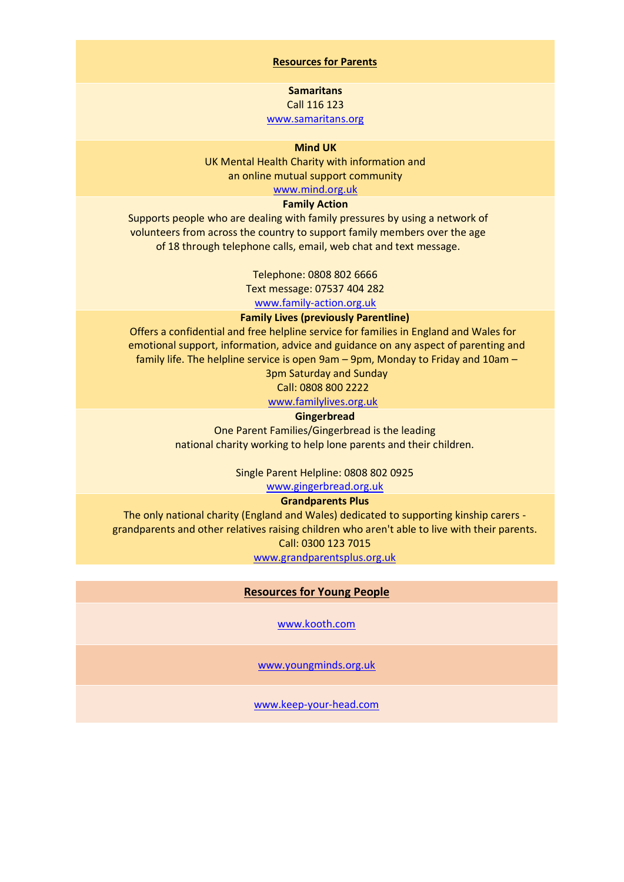## Resources for Parents

**Samaritans**
Call 116 123
www.samaritans.org

**Mind UK**
UK Mental Health Charity with information and
an online mutual support community
www.mind.org.uk

**Family Action**
Supports people who are dealing with family pressures by using a network of volunteers from across the country to support family members over the age of 18 through telephone calls, email, web chat and text message.

Telephone: 0808 802 6666
Text message: 07537 404 282
www.family-action.org.uk

**Family Lives (previously Parentline)**
Offers a confidential and free helpline service for families in England and Wales for emotional support, information, advice and guidance on any aspect of parenting and family life. The helpline service is open 9am – 9pm, Monday to Friday and 10am – 3pm Saturday and Sunday
Call: 0808 800 2222
www.familylives.org.uk

**Gingerbread**
One Parent Families/Gingerbread is the leading national charity working to help lone parents and their children.

Single Parent Helpline: 0808 802 0925
www.gingerbread.org.uk

**Grandparents Plus**
The only national charity (England and Wales) dedicated to supporting kinship carers - grandparents and other relatives raising children who aren't able to live with their parents.
Call: 0300 123 7015
www.grandparentsplus.org.uk

## Resources for Young People

www.kooth.com

www.youngminds.org.uk

www.keep-your-head.com